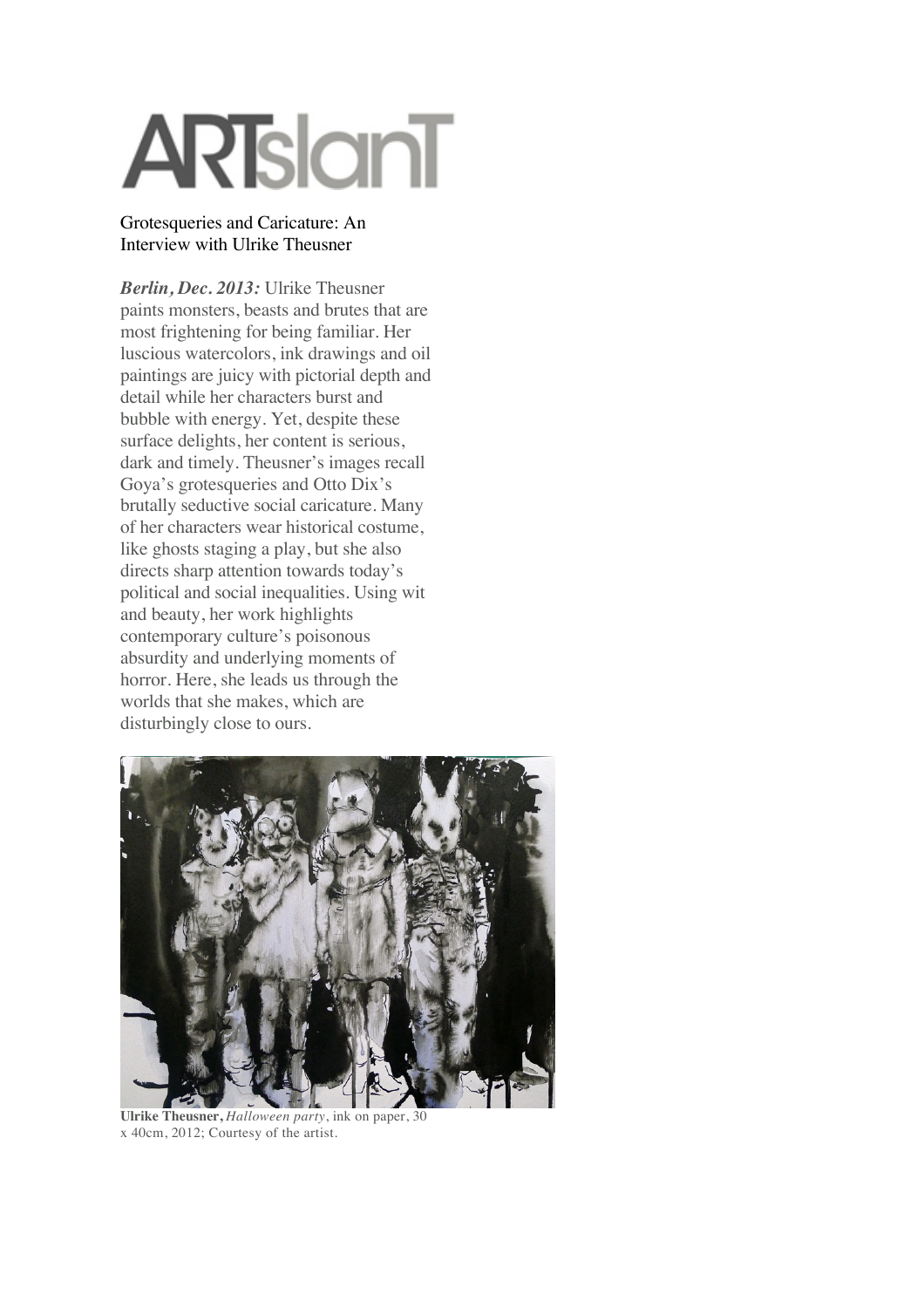ARTslanT

# Grotesqueries and Caricature: An Interview with Ulrike Theusner

***Berlin, Dec. 2013:*** Ulrike Theusner paints monsters, beasts and brutes that are most frightening for being familiar. Her luscious watercolors, ink drawings and oil paintings are juicy with pictorial depth and detail while her characters burst and bubble with energy. Yet, despite these surface delights, her content is serious, dark and timely. Theusner's images recall Goya's grotesqueries and Otto Dix's brutally seductive social caricature. Many of her characters wear historical costume, like ghosts staging a play, but she also directs sharp attention towards today's political and social inequalities. Using wit and beauty, her work highlights contemporary culture's poisonous absurdity and underlying moments of horror. Here, she leads us through the worlds that she makes, which are disturbingly close to ours.

**Ulrike Theusner,** *Halloween party*, ink on paper, 30 x 40cm, 2012; Courtesy of the artist.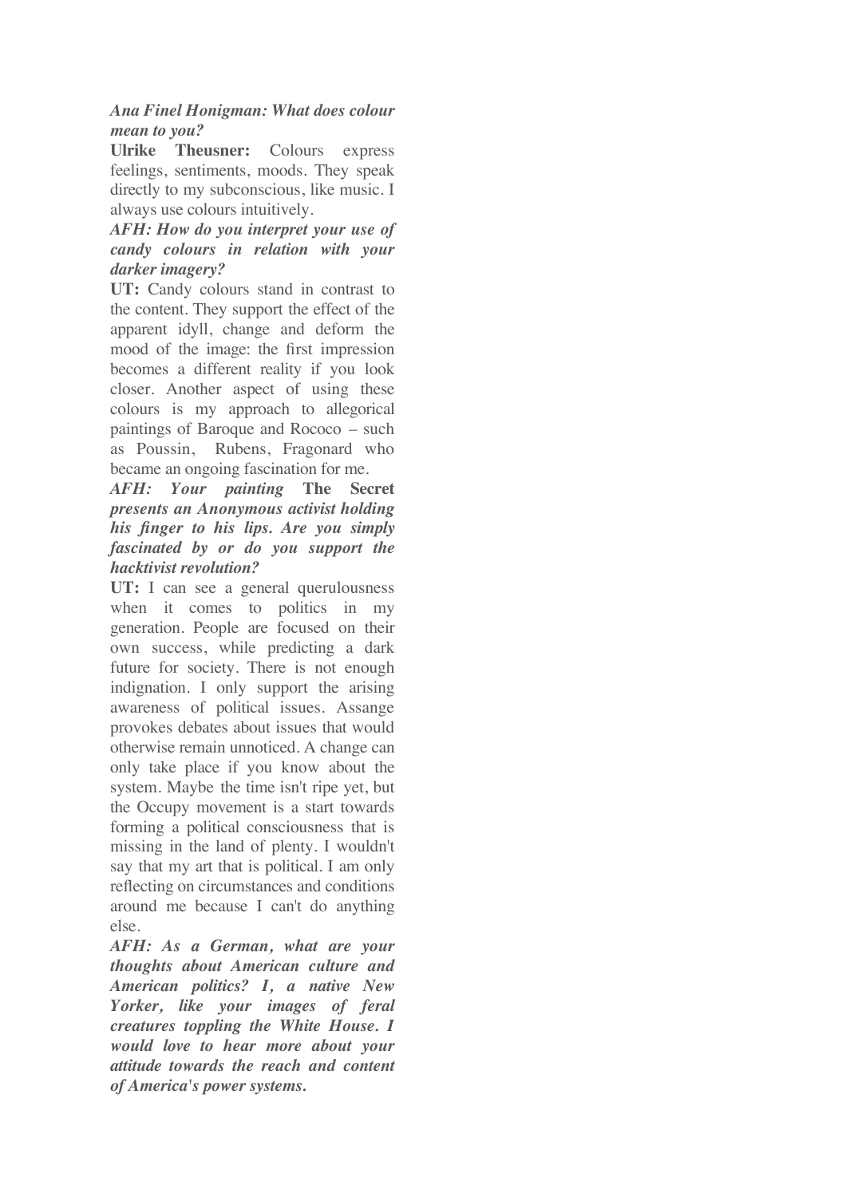***Ana Finel Honigman: What does colour mean to you?***

**Ulrike Theusner:** Colours express feelings, sentiments, moods. They speak directly to my subconscious, like music. I always use colours intuitively.

***AFH: How do you interpret your use of candy colours in relation with your darker imagery?***

**UT:** Candy colours stand in contrast to the content. They support the effect of the apparent idyll, change and deform the mood of the image: the first impression becomes a different reality if you look closer. Another aspect of using these colours is my approach to allegorical paintings of Baroque and Rococo – such as Poussin, Rubens, Fragonard who became an ongoing fascination for me.

***AFH: Your painting* The Secret *presents an Anonymous activist holding his finger to his lips. Are you simply fascinated by or do you support the hacktivist revolution?***

**UT:** I can see a general querulousness when it comes to politics in my generation. People are focused on their own success, while predicting a dark future for society. There is not enough indignation. I only support the arising awareness of political issues. Assange provokes debates about issues that would otherwise remain unnoticed. A change can only take place if you know about the system. Maybe the time isn't ripe yet, but the Occupy movement is a start towards forming a political consciousness that is missing in the land of plenty. I wouldn't say that my art that is political. I am only reflecting on circumstances and conditions around me because I can't do anything else.

***AFH: As a German, what are your thoughts about American culture and American politics? I, a native New Yorker, like your images of feral creatures toppling the White House. I would love to hear more about your attitude towards the reach and content of America's power systems.***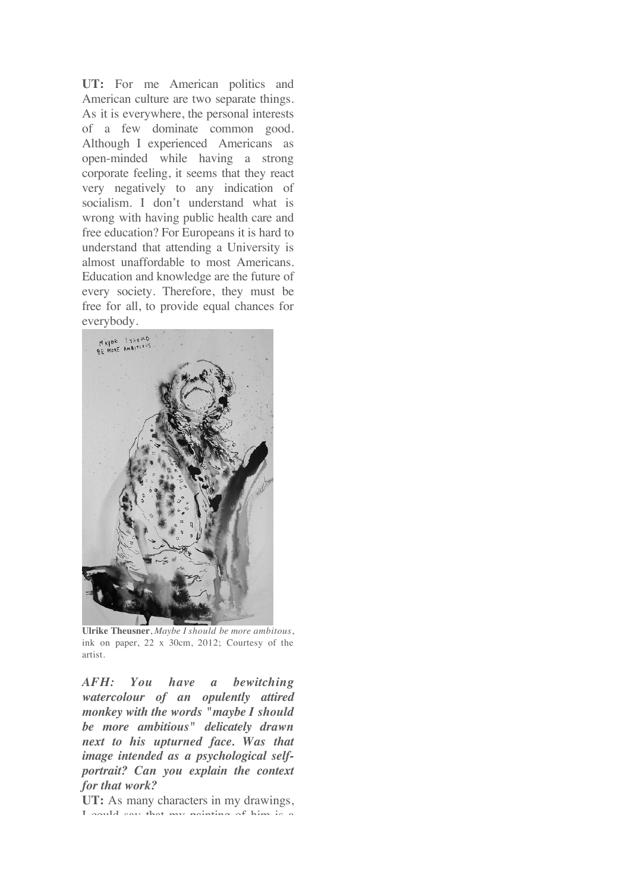**UT:** For me American politics and American culture are two separate things. As it is everywhere, the personal interests of a few dominate common good. Although I experienced Americans as open-minded while having a strong corporate feeling, it seems that they react very negatively to any indication of socialism. I don't understand what is wrong with having public health care and free education? For Europeans it is hard to understand that attending a University is almost unaffordable to most Americans. Education and knowledge are the future of every society. Therefore, they must be free for all, to provide equal chances for everybody.

**Ulrike Theusner**, *Maybe I should be more ambitous*, ink on paper, 22 x 30cm, 2012; Courtesy of the artist.

***AFH: You have a bewitching watercolour of an opulently attired monkey with the words "maybe I should be more ambitious" delicately drawn next to his upturned face. Was that image intended as a psychological self-portrait? Can you explain the context for that work?***

**UT:** As many characters in my drawings, I could say that my painting of him is a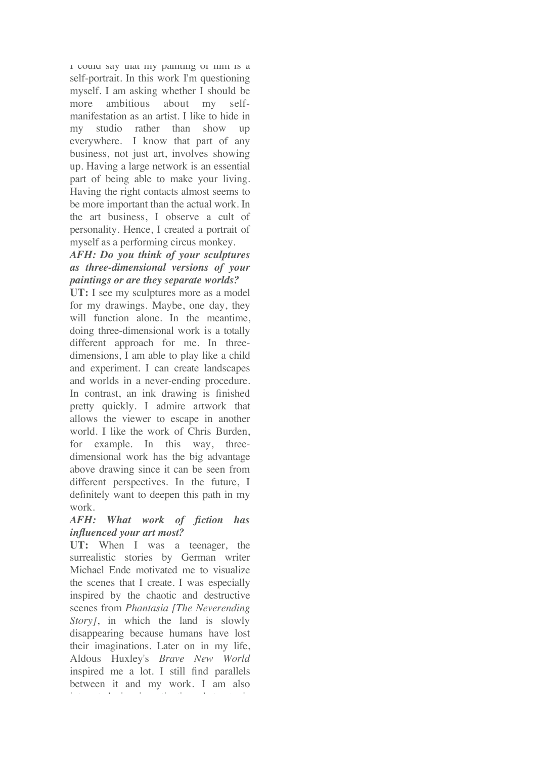I could say that my painting of him is a self-portrait. In this work I'm questioning myself. I am asking whether I should be more ambitious about my self-manifestation as an artist. I like to hide in my studio rather than show up everywhere. I know that part of any business, not just art, involves showing up. Having a large network is an essential part of being able to make your living. Having the right contacts almost seems to be more important than the actual work. In the art business, I observe a cult of personality. Hence, I created a portrait of myself as a performing circus monkey.

***AFH: Do you think of your sculptures as three-dimensional versions of your paintings or are they separate worlds?***

**UT:** I see my sculptures more as a model for my drawings. Maybe, one day, they will function alone. In the meantime, doing three-dimensional work is a totally different approach for me. In three-dimensions, I am able to play like a child and experiment. I can create landscapes and worlds in a never-ending procedure. In contrast, an ink drawing is finished pretty quickly. I admire artwork that allows the viewer to escape in another world. I like the work of Chris Burden, for example. In this way, three-dimensional work has the big advantage above drawing since it can be seen from different perspectives. In the future, I definitely want to deepen this path in my work.

***AFH: What work of fiction has influenced your art most?***

**UT:** When I was a teenager, the surrealistic stories by German writer Michael Ende motivated me to visualize the scenes that I create. I was especially inspired by the chaotic and destructive scenes from *Phantasia [The Neverending Story]*, in which the land is slowly disappearing because humans have lost their imaginations. Later on in my life, Aldous Huxley's *Brave New World* inspired me a lot. I still find parallels between it and my work. I am also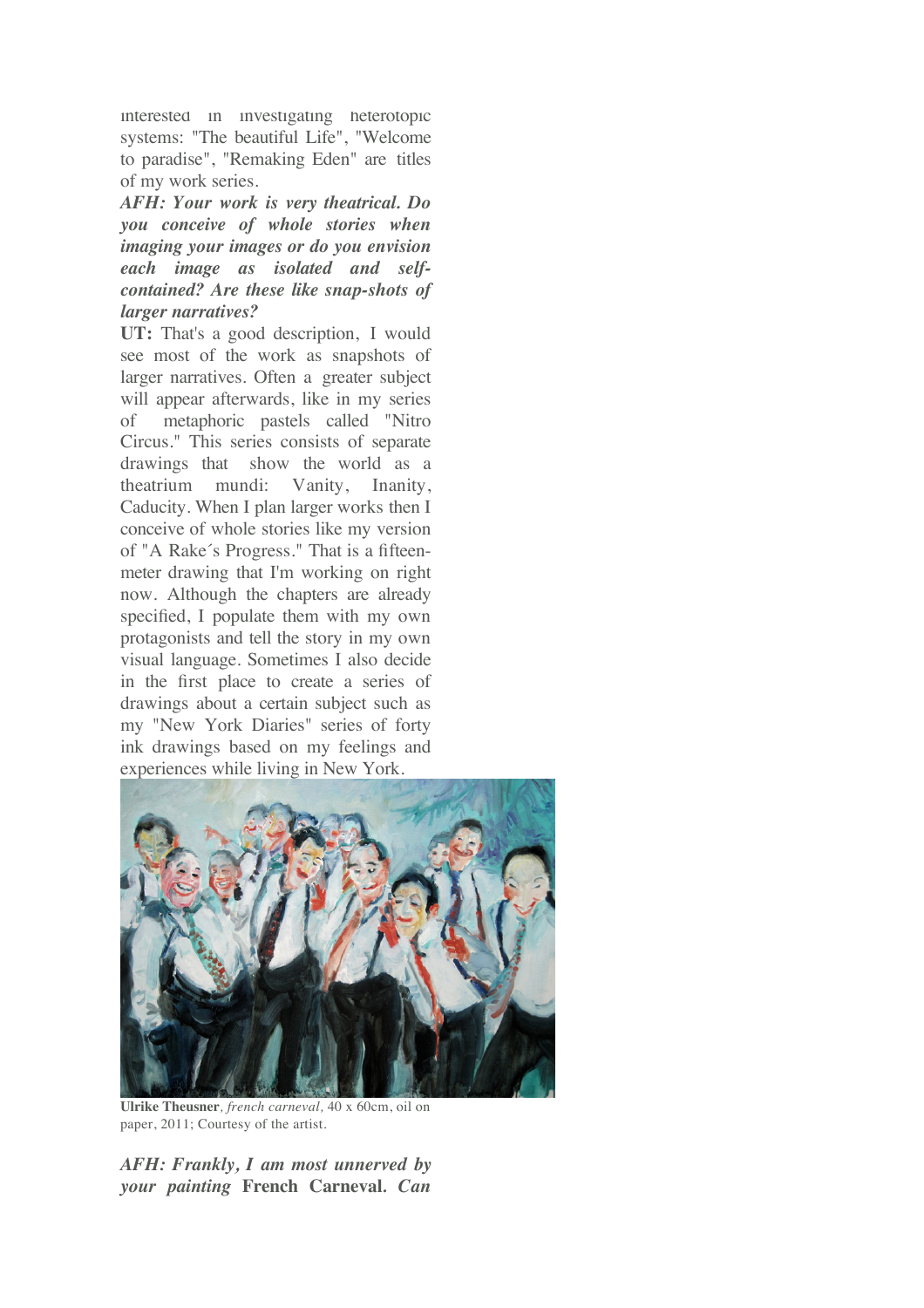interested in investigating heterotopic systems: "The beautiful Life", "Welcome to paradise", "Remaking Eden" are titles of my work series.

***AFH: Your work is very theatrical. Do you conceive of whole stories when imaging your images or do you envision each image as isolated and self-contained? Are these like snap-shots of larger narratives?***

**UT:** That's a good description, I would see most of the work as snapshots of larger narratives. Often a greater subject will appear afterwards, like in my series of metaphoric pastels called "Nitro Circus." This series consists of separate drawings that show the world as a theatrium mundi: Vanity, Inanity, Caducity. When I plan larger works then I conceive of whole stories like my version of "A Rake´s Progress." That is a fifteen-meter drawing that I'm working on right now. Although the chapters are already specified, I populate them with my own protagonists and tell the story in my own visual language. Sometimes I also decide in the first place to create a series of drawings about a certain subject such as my "New York Diaries" series of forty ink drawings based on my feelings and experiences while living in New York.

**Ulrike Theusner**, *french carneval*, 40 x 60cm, oil on paper, 2011; Courtesy of the artist.

***AFH: Frankly, I am most unnerved by your painting* French Carneval*. Can***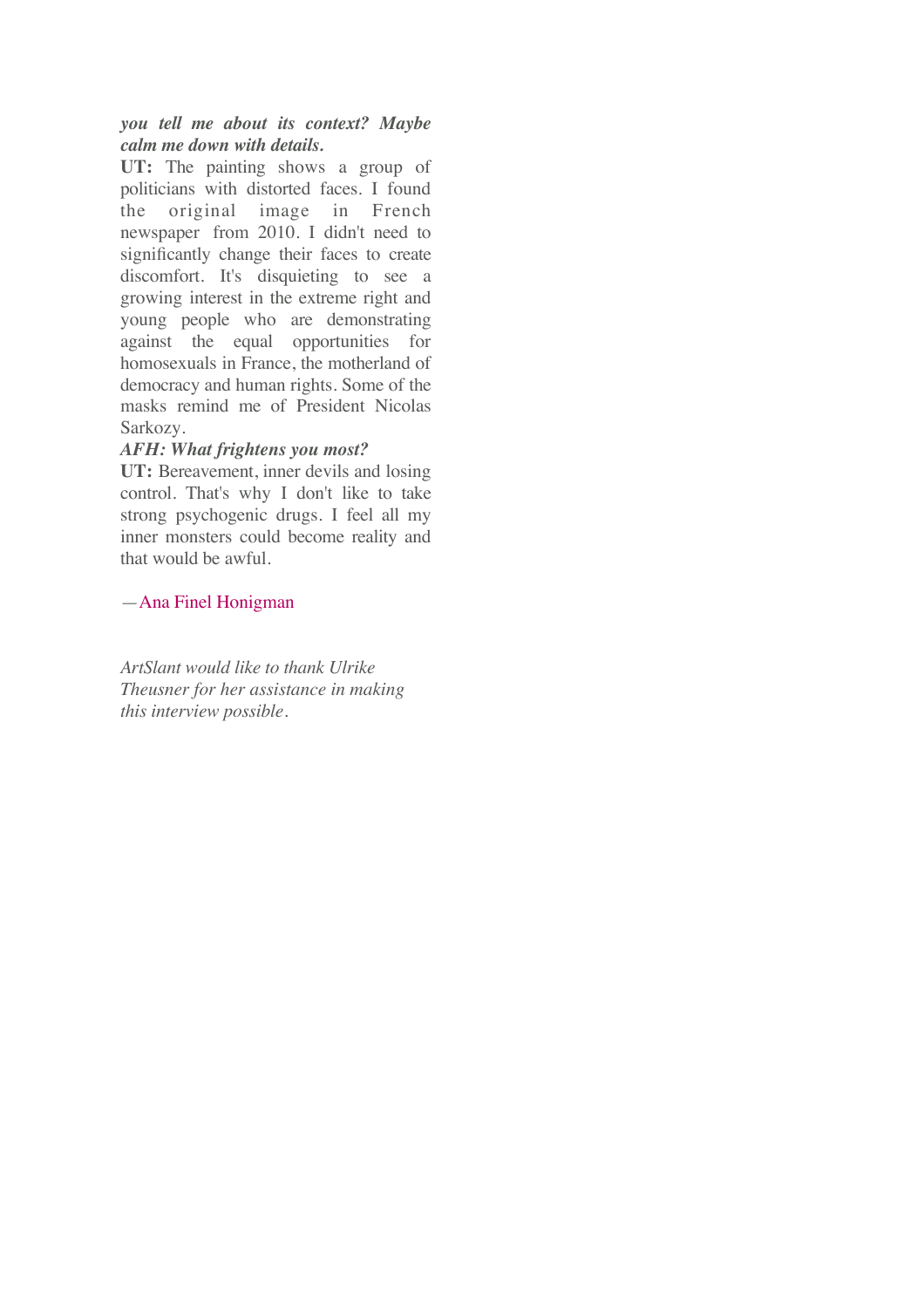***you tell me about its context? Maybe calm me down with details.***

**UT:** The painting shows a group of politicians with distorted faces. I found the original image in French newspaper from 2010. I didn't need to significantly change their faces to create discomfort. It's disquieting to see a growing interest in the extreme right and young people who are demonstrating against the equal opportunities for homosexuals in France, the motherland of democracy and human rights. Some of the masks remind me of President Nicolas Sarkozy.

***AFH: What frightens you most?***

**UT:** Bereavement, inner devils and losing control. That's why I don't like to take strong psychogenic drugs. I feel all my inner monsters could become reality and that would be awful.

—Ana Finel Honigman

*ArtSlant would like to thank Ulrike Theusner for her assistance in making this interview possible.*